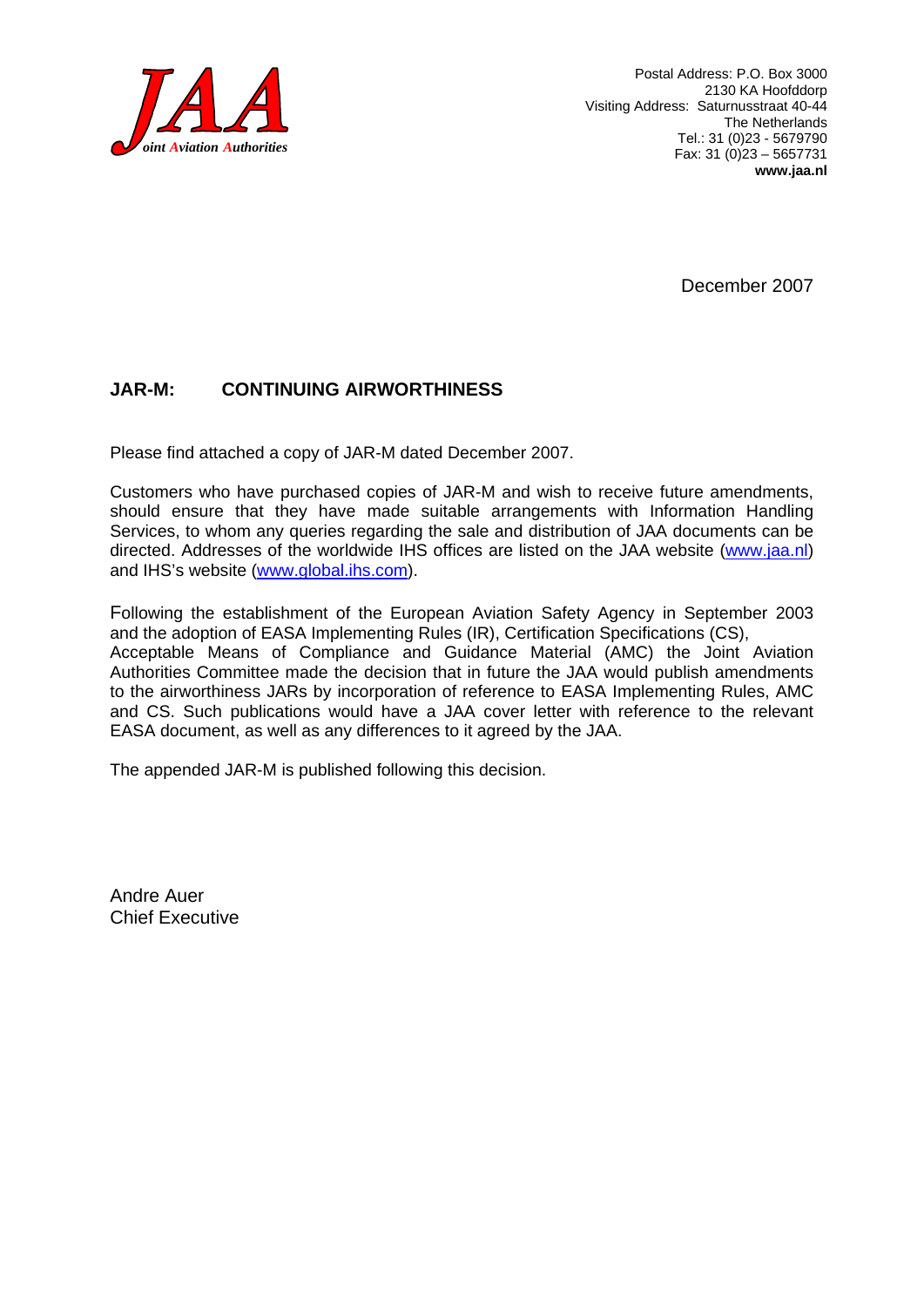**JAA**
*Joint Aviation Authorities*

Postal Address: P.O. Box 3000
2130 KA Hoofddorp
Visiting Address: Saturnusstraat 40-44
The Netherlands
Tel.: 31 (0)23 - 5679790
Fax: 31 (0)23 – 5657731
**www.jaa.nl**

December 2007

## JAR-M: CONTINUING AIRWORTHINESS

Please find attached a copy of JAR-M dated December 2007.

Customers who have purchased copies of JAR-M and wish to receive future amendments, should ensure that they have made suitable arrangements with Information Handling Services, to whom any queries regarding the sale and distribution of JAA documents can be directed. Addresses of the worldwide IHS offices are listed on the JAA website (www.jaa.nl) and IHS's website (www.global.ihs.com).

Following the establishment of the European Aviation Safety Agency in September 2003 and the adoption of EASA Implementing Rules (IR), Certification Specifications (CS), Acceptable Means of Compliance and Guidance Material (AMC) the Joint Aviation Authorities Committee made the decision that in future the JAA would publish amendments to the airworthiness JARs by incorporation of reference to EASA Implementing Rules, AMC and CS. Such publications would have a JAA cover letter with reference to the relevant EASA document, as well as any differences to it agreed by the JAA.

The appended JAR-M is published following this decision.

Andre Auer
Chief Executive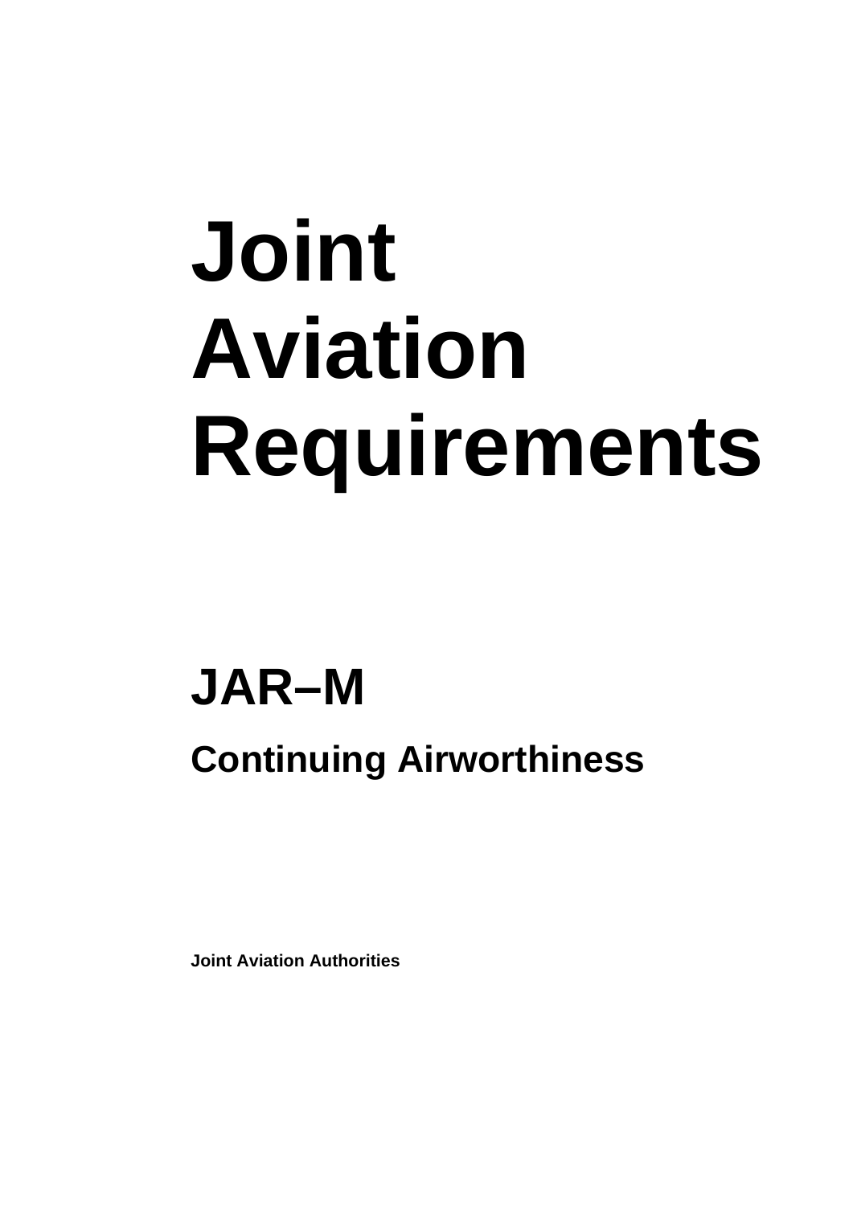# Joint Aviation Requirements

## JAR–M

### Continuing Airworthiness

**Joint Aviation Authorities**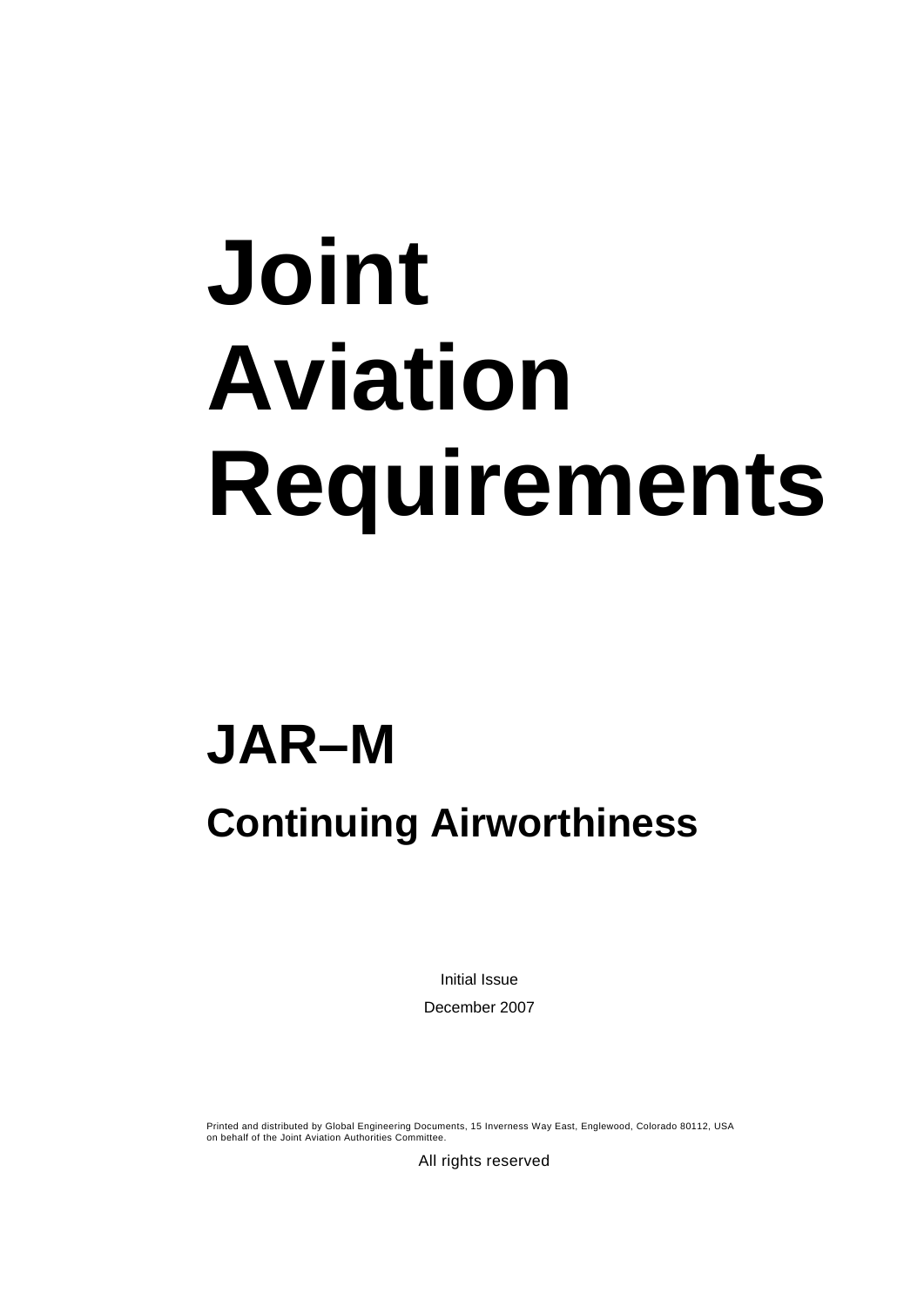# Joint Aviation Requirements

## JAR–M

### Continuing Airworthiness

Initial Issue

December 2007

Printed and distributed by Global Engineering Documents, 15 Inverness Way East, Englewood, Colorado 80112, USA on behalf of the Joint Aviation Authorities Committee.

All rights reserved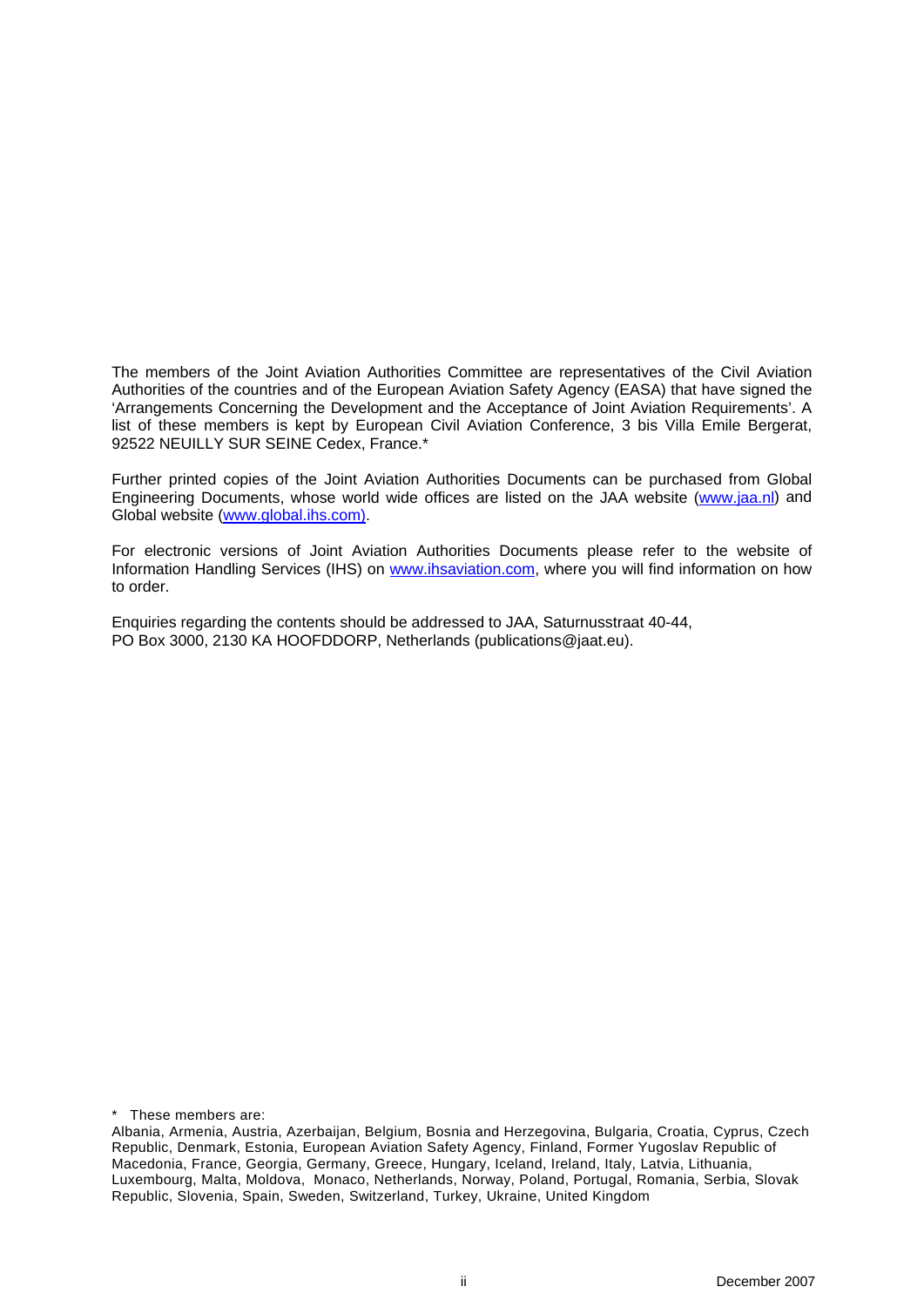The members of the Joint Aviation Authorities Committee are representatives of the Civil Aviation Authorities of the countries and of the European Aviation Safety Agency (EASA) that have signed the 'Arrangements Concerning the Development and the Acceptance of Joint Aviation Requirements'. A list of these members is kept by European Civil Aviation Conference, 3 bis Villa Emile Bergerat, 92522 NEUILLY SUR SEINE Cedex, France.*

Further printed copies of the Joint Aviation Authorities Documents can be purchased from Global Engineering Documents, whose world wide offices are listed on the JAA website ([www.jaa.nl](http://www.jaa.nl)) and Global website ([www.global.ihs.com)](http://www.global.ihs.com).

For electronic versions of Joint Aviation Authorities Documents please refer to the website of Information Handling Services (IHS) on [www.ihsaviation.com](http://www.ihsaviation.com), where you will find information on how to order.

Enquiries regarding the contents should be addressed to JAA, Saturnusstraat 40-44,
PO Box 3000, 2130 KA HOOFDDORP, Netherlands (publications@jaat.eu).

\* These members are:
Albania, Armenia, Austria, Azerbaijan, Belgium, Bosnia and Herzegovina, Bulgaria, Croatia, Cyprus, Czech Republic, Denmark, Estonia, European Aviation Safety Agency, Finland, Former Yugoslav Republic of Macedonia, France, Georgia, Germany, Greece, Hungary, Iceland, Ireland, Italy, Latvia, Lithuania, Luxembourg, Malta, Moldova, Monaco, Netherlands, Norway, Poland, Portugal, Romania, Serbia, Slovak Republic, Slovenia, Spain, Sweden, Switzerland, Turkey, Ukraine, United Kingdom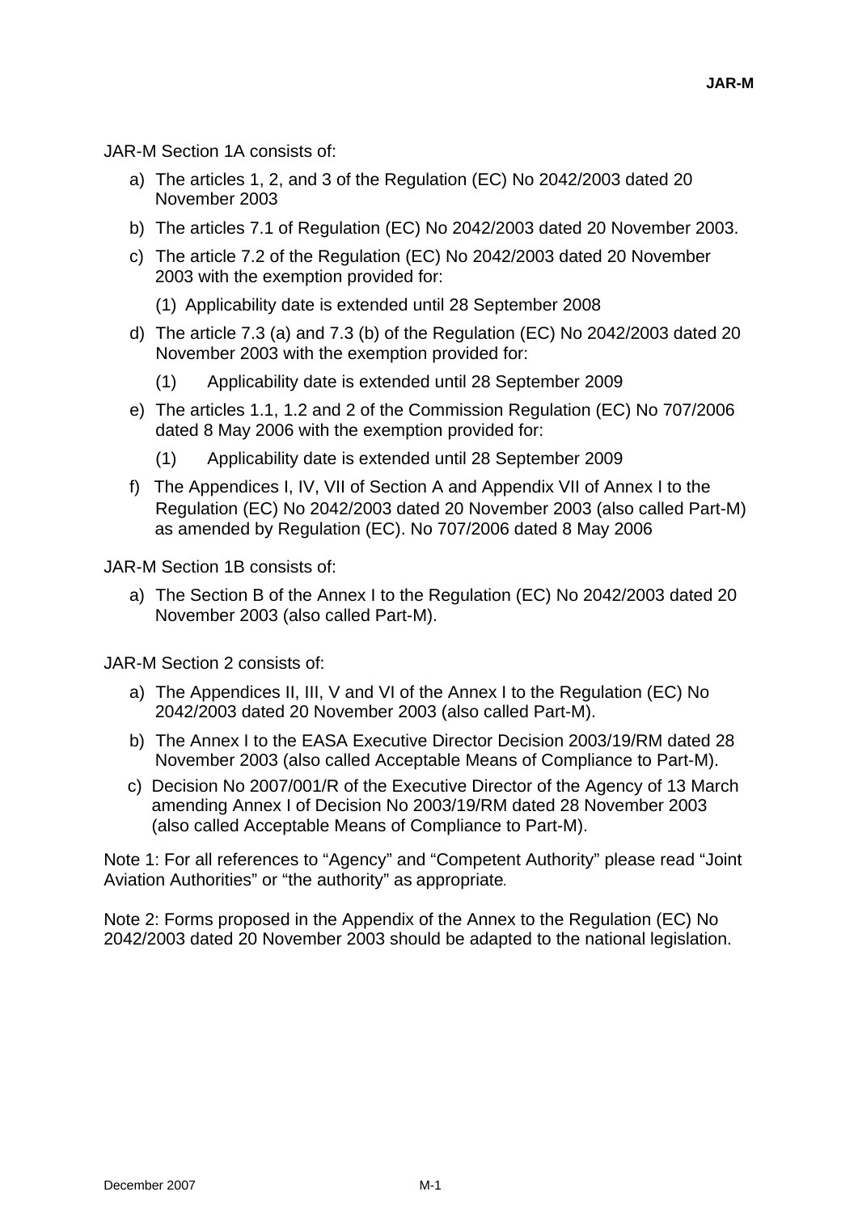JAR-M Section 1A consists of:

a) The articles 1, 2, and 3 of the Regulation (EC) No 2042/2003 dated 20 November 2003

b) The articles 7.1 of Regulation (EC) No 2042/2003 dated 20 November 2003.

c) The article 7.2 of the Regulation (EC) No 2042/2003 dated 20 November 2003 with the exemption provided for:

   (1) Applicability date is extended until 28 September 2008

d) The article 7.3 (a) and 7.3 (b) of the Regulation (EC) No 2042/2003 dated 20 November 2003 with the exemption provided for:

   (1) Applicability date is extended until 28 September 2009

e) The articles 1.1, 1.2 and 2 of the Commission Regulation (EC) No 707/2006 dated 8 May 2006 with the exemption provided for:

   (1) Applicability date is extended until 28 September 2009

f) The Appendices I, IV, VII of Section A and Appendix VII of Annex I to the Regulation (EC) No 2042/2003 dated 20 November 2003 (also called Part-M) as amended by Regulation (EC). No 707/2006 dated 8 May 2006

JAR-M Section 1B consists of:

a) The Section B of the Annex I to the Regulation (EC) No 2042/2003 dated 20 November 2003 (also called Part-M).

JAR-M Section 2 consists of:

a) The Appendices II, III, V and VI of the Annex I to the Regulation (EC) No 2042/2003 dated 20 November 2003 (also called Part-M).

b) The Annex I to the EASA Executive Director Decision 2003/19/RM dated 28 November 2003 (also called Acceptable Means of Compliance to Part-M).

c) Decision No 2007/001/R of the Executive Director of the Agency of 13 March amending Annex I of Decision No 2003/19/RM dated 28 November 2003 (also called Acceptable Means of Compliance to Part-M).

Note 1: For all references to “Agency” and “Competent Authority” please read “Joint Aviation Authorities” or “the authority” as appropriate.

Note 2: Forms proposed in the Appendix of the Annex to the Regulation (EC) No 2042/2003 dated 20 November 2003 should be adapted to the national legislation.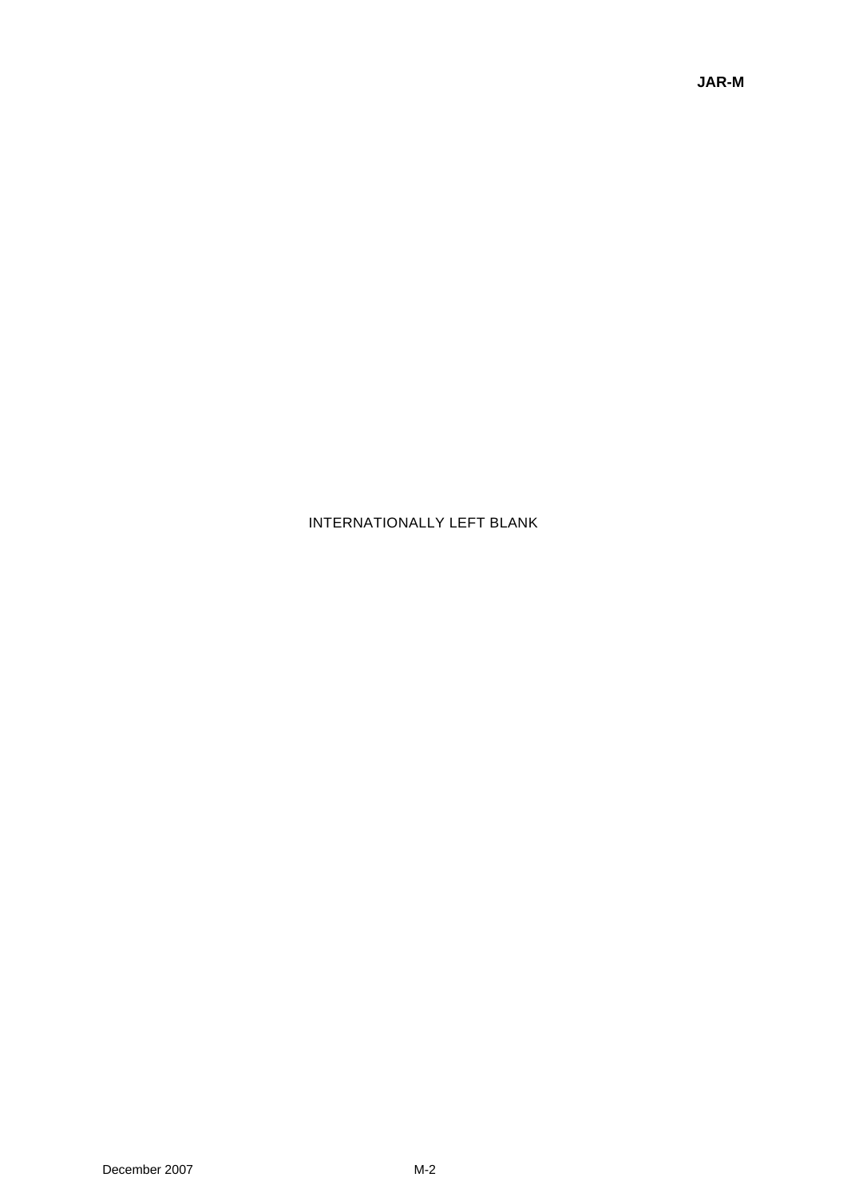INTERNATIONALLY LEFT BLANK